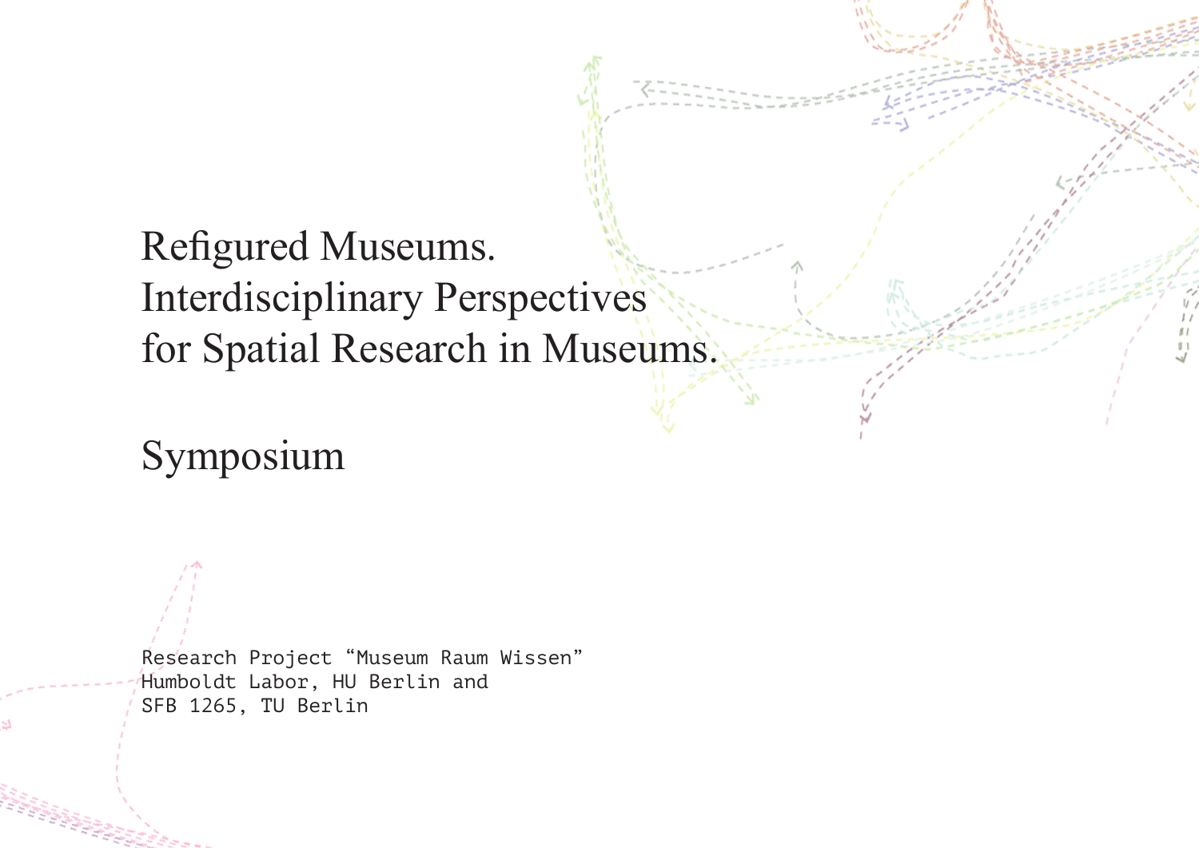# Refigured Museums. Interdisciplinary Perspectives for Spatial Research in Museums.

## Symposium

Research Project “Museum Raum Wissen”
Humboldt Labor, HU Berlin and
SFB 1265, TU Berlin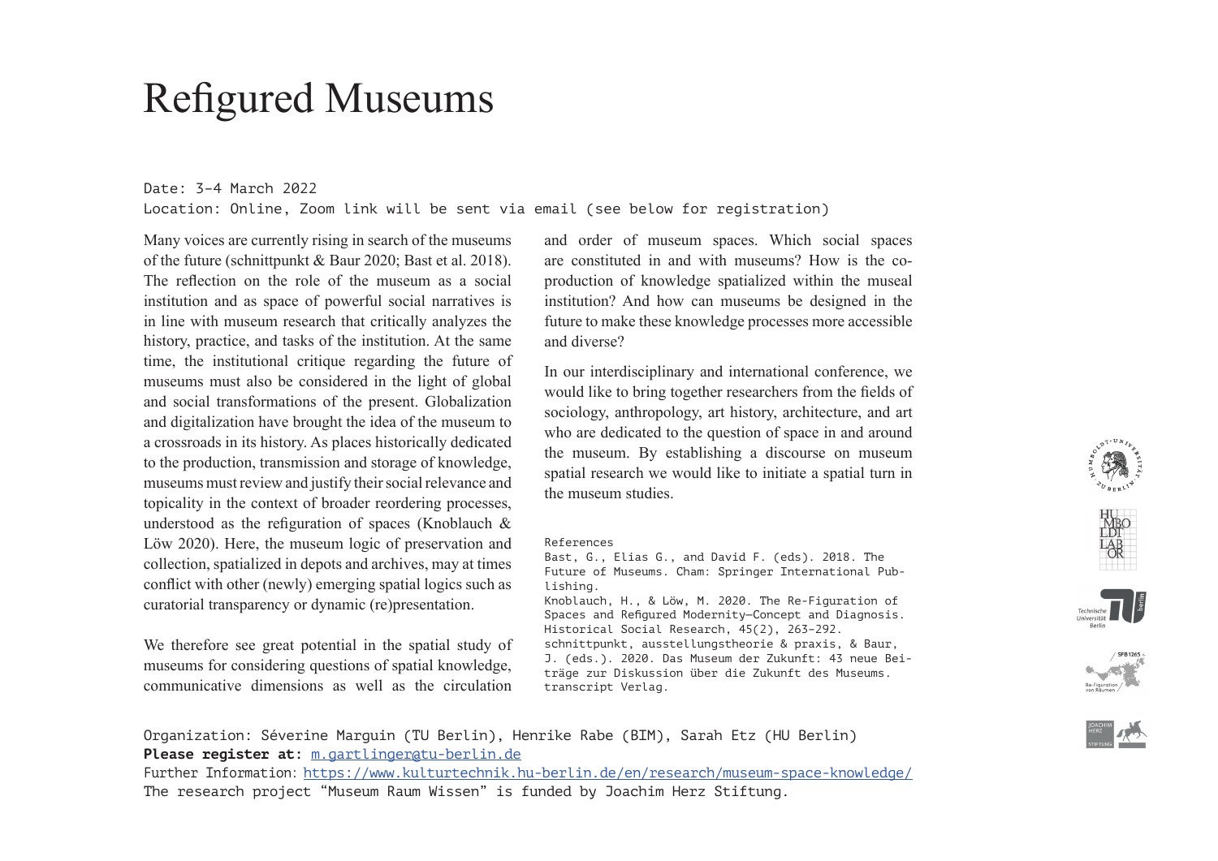# Refigured Museums

Date: 3-4 March 2022
Location: Online, Zoom link will be sent via email (see below for registration)

Many voices are currently rising in search of the museums of the future (schnittpunkt & Baur 2020; Bast et al. 2018). The reflection on the role of the museum as a social institution and as space of powerful social narratives is in line with museum research that critically analyzes the history, practice, and tasks of the institution. At the same time, the institutional critique regarding the future of museums must also be considered in the light of global and social transformations of the present. Globalization and digitalization have brought the idea of the museum to a crossroads in its history. As places historically dedicated to the production, transmission and storage of knowledge, museums must review and justify their social relevance and topicality in the context of broader reordering processes, understood as the refiguration of spaces (Knoblauch & Löw 2020). Here, the museum logic of preservation and collection, spatialized in depots and archives, may at times conflict with other (newly) emerging spatial logics such as curatorial transparency or dynamic (re)presentation.

We therefore see great potential in the spatial study of museums for considering questions of spatial knowledge, communicative dimensions as well as the circulation and order of museum spaces. Which social spaces are constituted in and with museums? How is the co-production of knowledge spatialized within the museal institution? And how can museums be designed in the future to make these knowledge processes more accessible and diverse?

In our interdisciplinary and international conference, we would like to bring together researchers from the fields of sociology, anthropology, art history, architecture, and art who are dedicated to the question of space in and around the museum. By establishing a discourse on museum spatial research we would like to initiate a spatial turn in the museum studies.

References

Bast, G., Elias G., and David F. (eds). 2018. The Future of Museums. Cham: Springer International Publishing.

Knoblauch, H., & Löw, M. 2020. The Re-Figuration of Spaces and Refigured Modernity—Concept and Diagnosis. Historical Social Research, 45(2), 263-292.

schnittpunkt, ausstellungstheorie & praxis, & Baur, J. (eds.). 2020. Das Museum der Zukunft: 43 neue Beiträge zur Diskussion über die Zukunft des Museums. transcript Verlag.

Organization: Séverine Marguin (TU Berlin), Henrike Rabe (BIM), Sarah Etz (HU Berlin)
**Please register at:** m.gartlinger@tu-berlin.de
Further Information: https://www.kulturtechnik.hu-berlin.de/en/research/museum-space-knowledge/
The research project "Museum Raum Wissen" is funded by Joachim Herz Stiftung.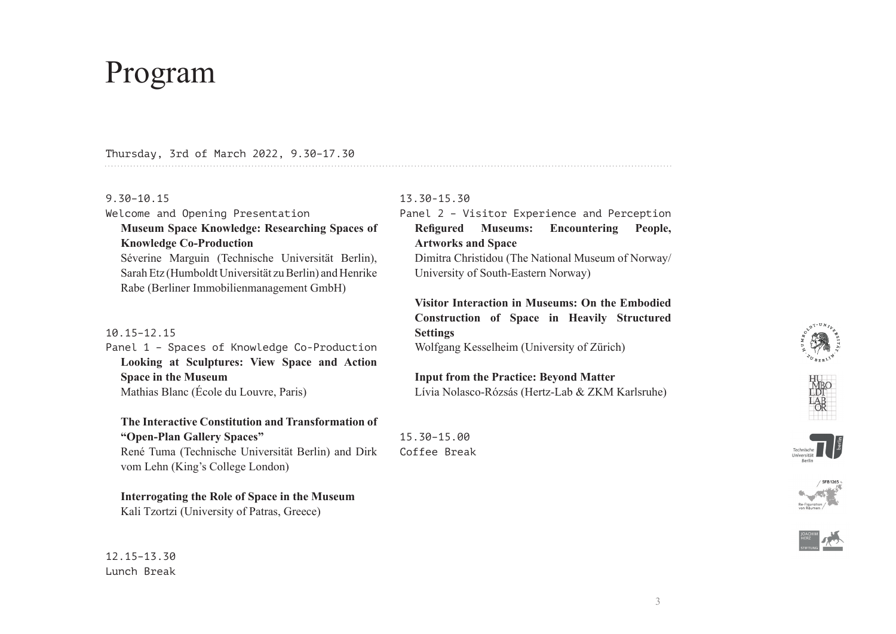# Program

Thursday, 3rd of March 2022, 9.30-17.30

9.30-10.15
Welcome and Opening Presentation

**Museum Space Knowledge: Researching Spaces of Knowledge Co-Production**
Séverine Marguin (Technische Universität Berlin), Sarah Etz (Humboldt Universität zu Berlin) and Henrike Rabe (Berliner Immobilienmanagement GmbH)

10.15-12.15
Panel 1 - Spaces of Knowledge Co-Production

**Looking at Sculptures: View Space and Action Space in the Museum**
Mathias Blanc (École du Louvre, Paris)

**The Interactive Constitution and Transformation of "Open-Plan Gallery Spaces"**
René Tuma (Technische Universität Berlin) and Dirk vom Lehn (King's College London)

**Interrogating the Role of Space in the Museum**
Kali Tzortzi (University of Patras, Greece)

12.15-13.30
Lunch Break

13.30-15.30
Panel 2 - Visitor Experience and Perception

**Refigured Museums: Encountering People, Artworks and Space**
Dimitra Christidou (The National Museum of Norway/ University of South-Eastern Norway)

**Visitor Interaction in Museums: On the Embodied Construction of Space in Heavily Structured Settings**
Wolfgang Kesselheim (University of Zürich)

**Input from the Practice: Beyond Matter**
Lívia Nolasco-Rózsás (Hertz-Lab & ZKM Karlsruhe)

15.30-15.00
Coffee Break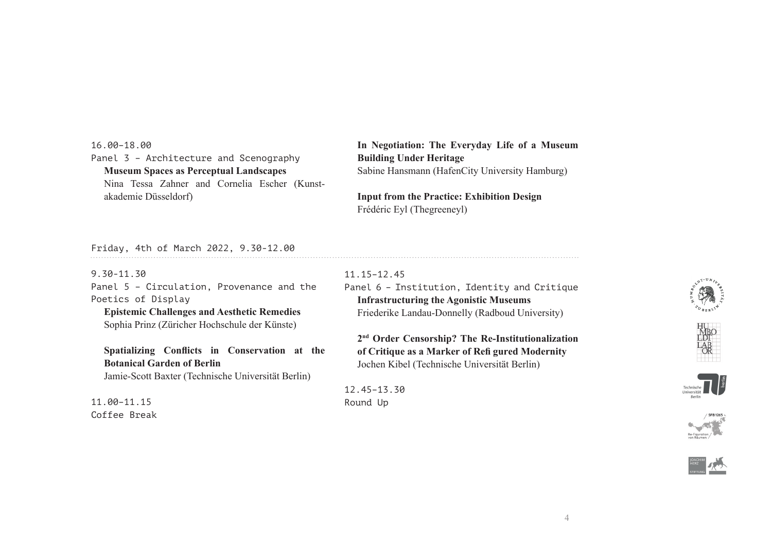16.00-18.00

Panel 3 - Architecture and Scenography

**Museum Spaces as Perceptual Landscapes**
Nina Tessa Zahner and Cornelia Escher (Kunstakademie Düsseldorf)

**In Negotiation: The Everyday Life of a Museum Building Under Heritage**
Sabine Hansmann (HafenCity University Hamburg)

**Input from the Practice: Exhibition Design**
Frédéric Eyl (Thegreeneyl)

Friday, 4th of March 2022, 9.30-12.00

9.30-11.30

Panel 5 - Circulation, Provenance and the Poetics of Display

**Epistemic Challenges and Aesthetic Remedies**
Sophia Prinz (Züricher Hochschule der Künste)

**Spatializing Conflicts in Conservation at the Botanical Garden of Berlin**
Jamie-Scott Baxter (Technische Universität Berlin)

11.00-11.15

Coffee Break

11.15-12.45

Panel 6 - Institution, Identity and Critique

**Infrastructuring the Agonistic Museums**
Friederike Landau-Donnelly (Radboud University)

**2nd Order Censorship? The Re-Institutionalization of Critique as a Marker of Refigured Modernity**
Jochen Kibel (Technische Universität Berlin)

12.45-13.30

Round Up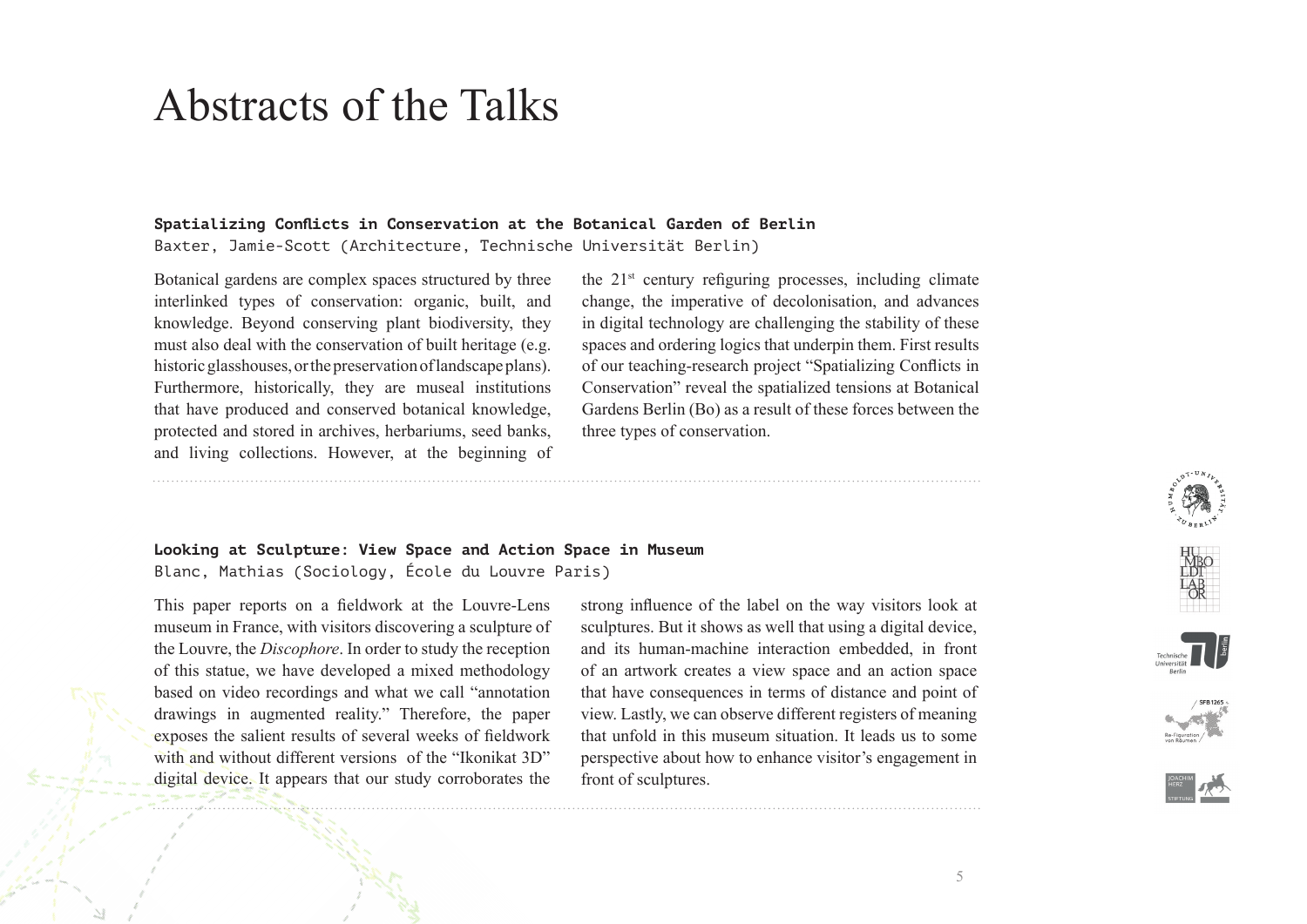# Abstracts of the Talks

**Spatializing Conflicts in Conservation at the Botanical Garden of Berlin**
Baxter, Jamie-Scott (Architecture, Technische Universität Berlin)

Botanical gardens are complex spaces structured by three interlinked types of conservation: organic, built, and knowledge. Beyond conserving plant biodiversity, they must also deal with the conservation of built heritage (e.g. historic glasshouses, or the preservation of landscape plans). Furthermore, historically, they are museal institutions that have produced and conserved botanical knowledge, protected and stored in archives, herbariums, seed banks, and living collections. However, at the beginning of the 21st century refiguring processes, including climate change, the imperative of decolonisation, and advances in digital technology are challenging the stability of these spaces and ordering logics that underpin them. First results of our teaching-research project "Spatializing Conflicts in Conservation" reveal the spatialized tensions at Botanical Gardens Berlin (Bo) as a result of these forces between the three types of conservation.

**Looking at Sculpture: View Space and Action Space in Museum**
Blanc, Mathias (Sociology, École du Louvre Paris)

This paper reports on a fieldwork at the Louvre-Lens museum in France, with visitors discovering a sculpture of the Louvre, the *Discophore*. In order to study the reception of this statue, we have developed a mixed methodology based on video recordings and what we call "annotation drawings in augmented reality." Therefore, the paper exposes the salient results of several weeks of fieldwork with and without different versions of the "Ikonikat 3D" digital device. It appears that our study corroborates the strong influence of the label on the way visitors look at sculptures. But it shows as well that using a digital device, and its human-machine interaction embedded, in front of an artwork creates a view space and an action space that have consequences in terms of distance and point of view. Lastly, we can observe different registers of meaning that unfold in this museum situation. It leads us to some perspective about how to enhance visitor's engagement in front of sculptures.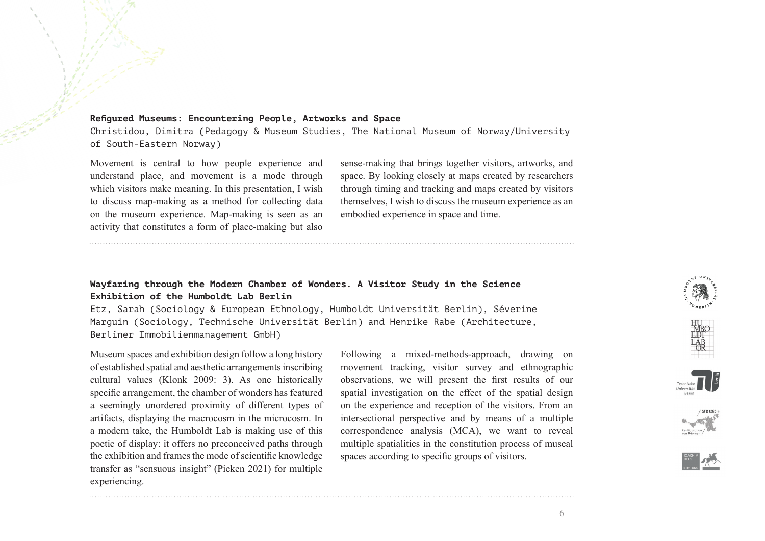### Refigured Museums: Encountering People, Artworks and Space

Christidou, Dimitra (Pedagogy & Museum Studies, The National Museum of Norway/University of South-Eastern Norway)

Movement is central to how people experience and understand place, and movement is a mode through which visitors make meaning. In this presentation, I wish to discuss map-making as a method for collecting data on the museum experience. Map-making is seen as an activity that constitutes a form of place-making but also sense-making that brings together visitors, artworks, and space. By looking closely at maps created by researchers through timing and tracking and maps created by visitors themselves, I wish to discuss the museum experience as an embodied experience in space and time.

### Wayfaring through the Modern Chamber of Wonders. A Visitor Study in the Science Exhibition of the Humboldt Lab Berlin

Etz, Sarah (Sociology & European Ethnology, Humboldt Universität Berlin), Séverine Marguin (Sociology, Technische Universität Berlin) and Henrike Rabe (Architecture, Berliner Immobilienmanagement GmbH)

Museum spaces and exhibition design follow a long history of established spatial and aesthetic arrangements inscribing cultural values (Klonk 2009: 3). As one historically specific arrangement, the chamber of wonders has featured a seemingly unordered proximity of different types of artifacts, displaying the macrocosm in the microcosm. In a modern take, the Humboldt Lab is making use of this poetic of display: it offers no preconceived paths through the exhibition and frames the mode of scientific knowledge transfer as "sensuous insight" (Pieken 2021) for multiple experiencing.

Following a mixed-methods-approach, drawing on movement tracking, visitor survey and ethnographic observations, we will present the first results of our spatial investigation on the effect of the spatial design on the experience and reception of the visitors. From an intersectional perspective and by means of a multiple correspondence analysis (MCA), we want to reveal multiple spatialities in the constitution process of museal spaces according to specific groups of visitors.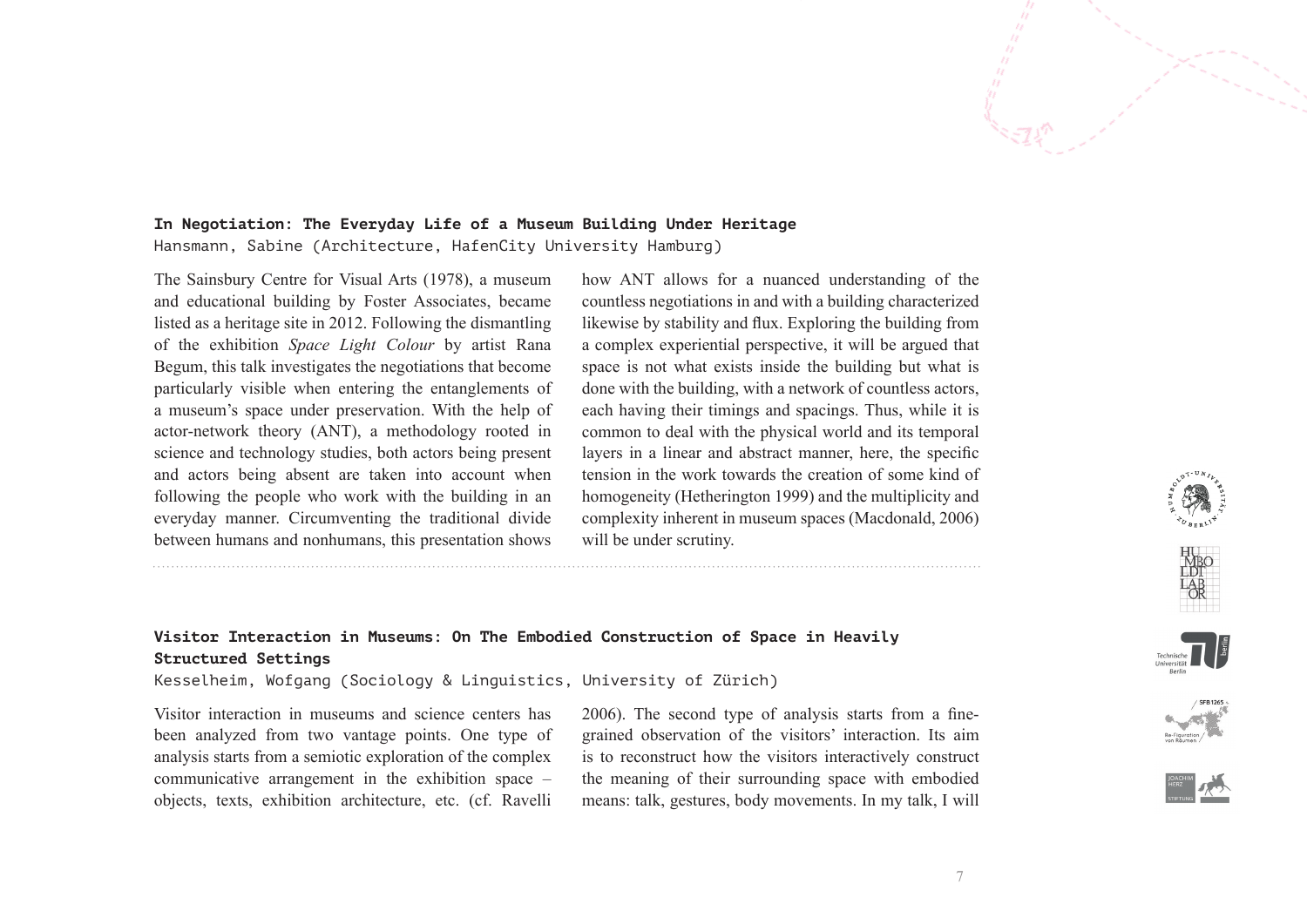**In Negotiation: The Everyday Life of a Museum Building Under Heritage**
Hansmann, Sabine (Architecture, HafenCity University Hamburg)

The Sainsbury Centre for Visual Arts (1978), a museum and educational building by Foster Associates, became listed as a heritage site in 2012. Following the dismantling of the exhibition *Space Light Colour* by artist Rana Begum, this talk investigates the negotiations that become particularly visible when entering the entanglements of a museum's space under preservation. With the help of actor-network theory (ANT), a methodology rooted in science and technology studies, both actors being present and actors being absent are taken into account when following the people who work with the building in an everyday manner. Circumventing the traditional divide between humans and nonhumans, this presentation shows how ANT allows for a nuanced understanding of the countless negotiations in and with a building characterized likewise by stability and flux. Exploring the building from a complex experiential perspective, it will be argued that space is not what exists inside the building but what is done with the building, with a network of countless actors, each having their timings and spacings. Thus, while it is common to deal with the physical world and its temporal layers in a linear and abstract manner, here, the specific tension in the work towards the creation of some kind of homogeneity (Hetherington 1999) and the multiplicity and complexity inherent in museum spaces (Macdonald, 2006) will be under scrutiny.

---

**Visitor Interaction in Museums: On The Embodied Construction of Space in Heavily Structured Settings**
Kesselheim, Wolfgang (Sociology & Linguistics, University of Zürich)

Visitor interaction in museums and science centers has been analyzed from two vantage points. One type of analysis starts from a semiotic exploration of the complex communicative arrangement in the exhibition space – objects, texts, exhibition architecture, etc. (cf. Ravelli 2006). The second type of analysis starts from a fine-grained observation of the visitors' interaction. Its aim is to reconstruct how the visitors interactively construct the meaning of their surrounding space with embodied means: talk, gestures, body movements. In my talk, I will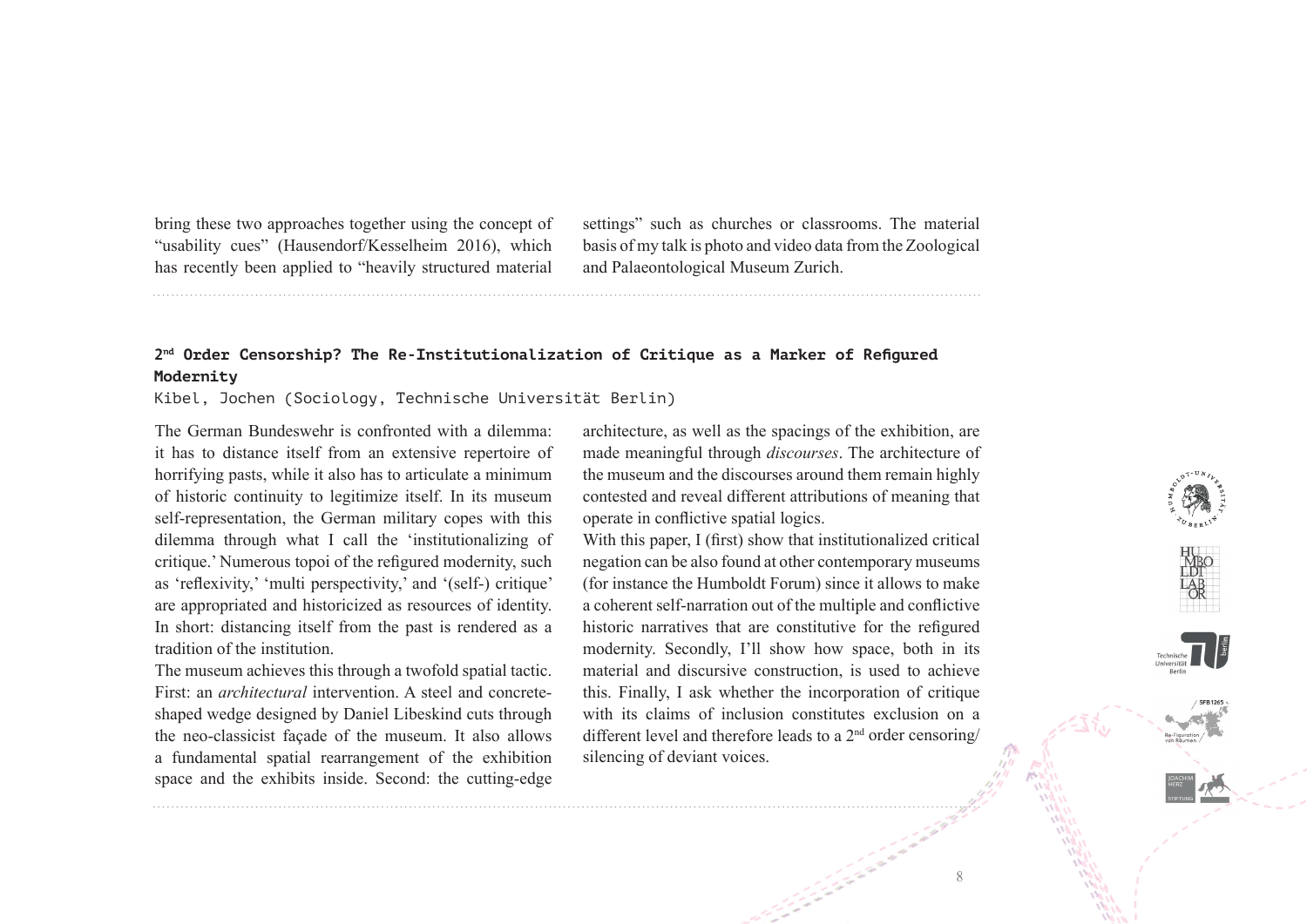bring these two approaches together using the concept of "usability cues" (Hausendorf/Kesselheim 2016), which has recently been applied to "heavily structured material settings" such as churches or classrooms. The material basis of my talk is photo and video data from the Zoological and Palaeontological Museum Zurich.

### 2nd Order Censorship? The Re-Institutionalization of Critique as a Marker of Refigured Modernity

Kibel, Jochen (Sociology, Technische Universität Berlin)

The German Bundeswehr is confronted with a dilemma: it has to distance itself from an extensive repertoire of horrifying pasts, while it also has to articulate a minimum of historic continuity to legitimize itself. In its museum self-representation, the German military copes with this dilemma through what I call the 'institutionalizing of critique.' Numerous topoi of the refigured modernity, such as 'reflexivity,' 'multi perspectivity,' and '(self-) critique' are appropriated and historicized as resources of identity. In short: distancing itself from the past is rendered as a tradition of the institution.

The museum achieves this through a twofold spatial tactic. First: an *architectural* intervention. A steel and concrete-shaped wedge designed by Daniel Libeskind cuts through the neo-classicist façade of the museum. It also allows a fundamental spatial rearrangement of the exhibition space and the exhibits inside. Second: the cutting-edge architecture, as well as the spacings of the exhibition, are made meaningful through *discourses*. The architecture of the museum and the discourses around them remain highly contested and reveal different attributions of meaning that operate in conflictive spatial logics.

With this paper, I (first) show that institutionalized critical negation can be also found at other contemporary museums (for instance the Humboldt Forum) since it allows to make a coherent self-narration out of the multiple and conflictive historic narratives that are constitutive for the refigured modernity. Secondly, I'll show how space, both in its material and discursive construction, is used to achieve this. Finally, I ask whether the incorporation of critique with its claims of inclusion constitutes exclusion on a different level and therefore leads to a 2nd order censoring/silencing of deviant voices.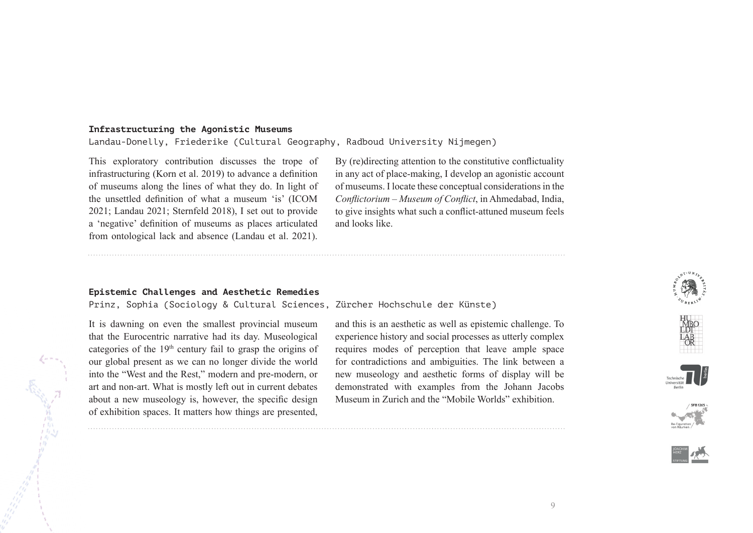### Infrastructuring the Agonistic Museums

Landau-Donelly, Friederike (Cultural Geography, Radboud University Nijmegen)

This exploratory contribution discusses the trope of infrastructuring (Korn et al. 2019) to advance a definition of museums along the lines of what they do. In light of the unsettled definition of what a museum 'is' (ICOM 2021; Landau 2021; Sternfeld 2018), I set out to provide a 'negative' definition of museums as places articulated from ontological lack and absence (Landau et al. 2021). By (re)directing attention to the constitutive conflictuality in any act of place-making, I develop an agonistic account of museums. I locate these conceptual considerations in the *Conflictorium – Museum of Conflict*, in Ahmedabad, India, to give insights what such a conflict-attuned museum feels and looks like.

### Epistemic Challenges and Aesthetic Remedies

Prinz, Sophia (Sociology & Cultural Sciences, Zürcher Hochschule der Künste)

It is dawning on even the smallest provincial museum that the Eurocentric narrative had its day. Museological categories of the 19th century fail to grasp the origins of our global present as we can no longer divide the world into the "West and the Rest," modern and pre-modern, or art and non-art. What is mostly left out in current debates about a new museology is, however, the specific design of exhibition spaces. It matters how things are presented, and this is an aesthetic as well as epistemic challenge. To experience history and social processes as utterly complex requires modes of perception that leave ample space for contradictions and ambiguities. The link between a new museology and aesthetic forms of display will be demonstrated with examples from the Johann Jacobs Museum in Zurich and the "Mobile Worlds" exhibition.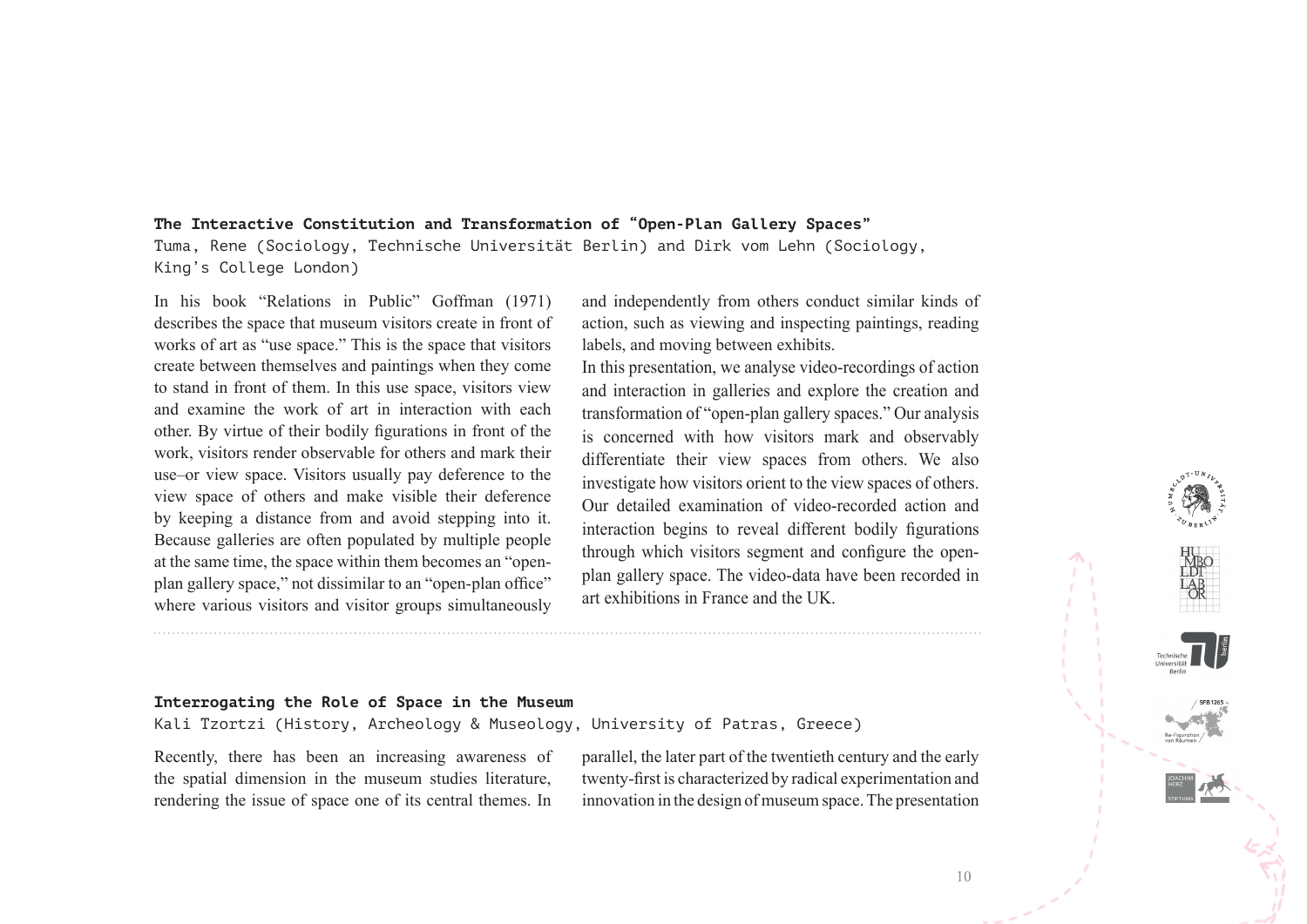### The Interactive Constitution and Transformation of "Open-Plan Gallery Spaces"

Tuma, Rene (Sociology, Technische Universität Berlin) and Dirk vom Lehn (Sociology, King's College London)

In his book "Relations in Public" Goffman (1971) describes the space that museum visitors create in front of works of art as "use space." This is the space that visitors create between themselves and paintings when they come to stand in front of them. In this use space, visitors view and examine the work of art in interaction with each other. By virtue of their bodily figurations in front of the work, visitors render observable for others and mark their use–or view space. Visitors usually pay deference to the view space of others and make visible their deference by keeping a distance from and avoid stepping into it. Because galleries are often populated by multiple people at the same time, the space within them becomes an "open-plan gallery space," not dissimilar to an "open-plan office" where various visitors and visitor groups simultaneously and independently from others conduct similar kinds of action, such as viewing and inspecting paintings, reading labels, and moving between exhibits.

In this presentation, we analyse video-recordings of action and interaction in galleries and explore the creation and transformation of "open-plan gallery spaces." Our analysis is concerned with how visitors mark and observably differentiate their view spaces from others. We also investigate how visitors orient to the view spaces of others. Our detailed examination of video-recorded action and interaction begins to reveal different bodily figurations through which visitors segment and configure the open-plan gallery space. The video-data have been recorded in art exhibitions in France and the UK.

### Interrogating the Role of Space in the Museum

Kali Tzortzi (History, Archeology & Museology, University of Patras, Greece)

Recently, there has been an increasing awareness of the spatial dimension in the museum studies literature, rendering the issue of space one of its central themes. In parallel, the later part of the twentieth century and the early twenty-first is characterized by radical experimentation and innovation in the design of museum space. The presentation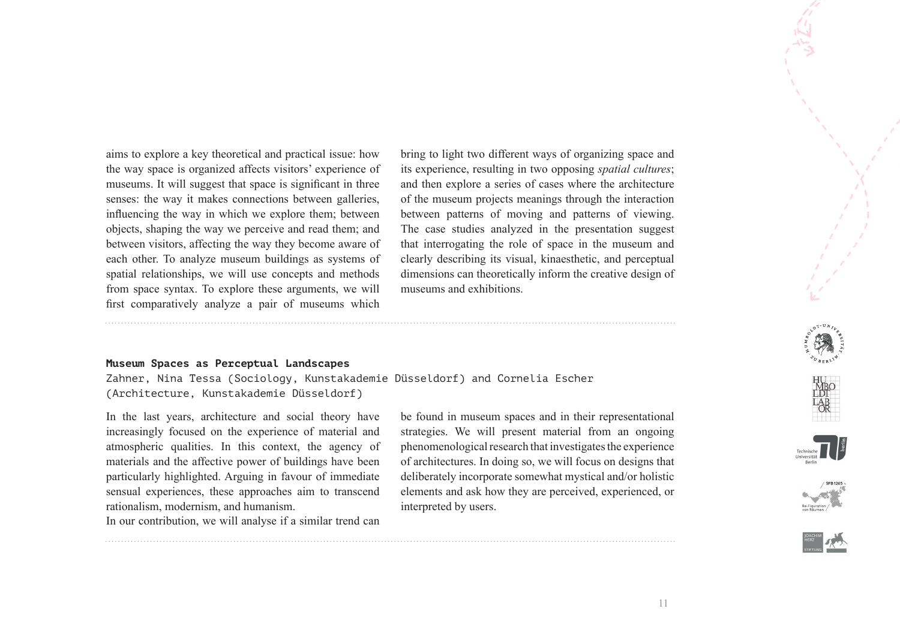aims to explore a key theoretical and practical issue: how the way space is organized affects visitors' experience of museums. It will suggest that space is significant in three senses: the way it makes connections between galleries, influencing the way in which we explore them; between objects, shaping the way we perceive and read them; and between visitors, affecting the way they become aware of each other. To analyze museum buildings as systems of spatial relationships, we will use concepts and methods from space syntax. To explore these arguments, we will first comparatively analyze a pair of museums which bring to light two different ways of organizing space and its experience, resulting in two opposing *spatial cultures*; and then explore a series of cases where the architecture of the museum projects meanings through the interaction between patterns of moving and patterns of viewing. The case studies analyzed in the presentation suggest that interrogating the role of space in the museum and clearly describing its visual, kinaesthetic, and perceptual dimensions can theoretically inform the creative design of museums and exhibitions.

**Museum Spaces as Perceptual Landscapes**

Zahner, Nina Tessa (Sociology, Kunstakademie Düsseldorf) and Cornelia Escher (Architecture, Kunstakademie Düsseldorf)

In the last years, architecture and social theory have increasingly focused on the experience of material and atmospheric qualities. In this context, the agency of materials and the affective power of buildings have been particularly highlighted. Arguing in favour of immediate sensual experiences, these approaches aim to transcend rationalism, modernism, and humanism.

In our contribution, we will analyse if a similar trend can be found in museum spaces and in their representational strategies. We will present material from an ongoing phenomenological research that investigates the experience of architectures. In doing so, we will focus on designs that deliberately incorporate somewhat mystical and/or holistic elements and ask how they are perceived, experienced, or interpreted by users.